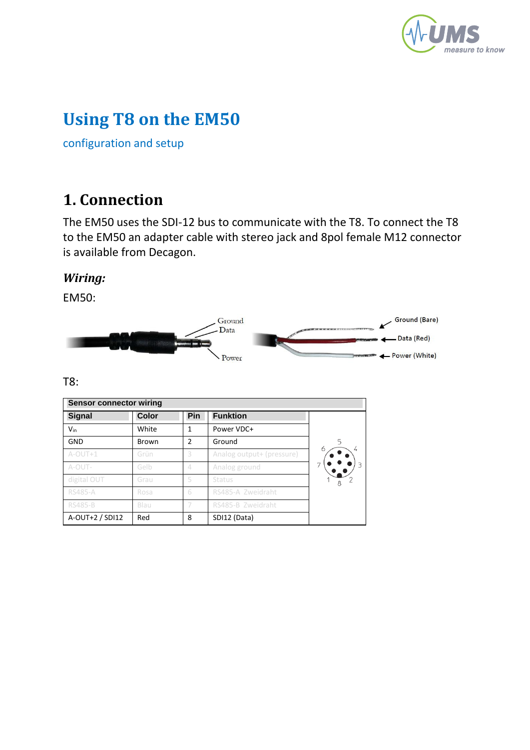# Using T8 on the EM50

configuration and setup

## 1. Connection

The EM50 uses the SDI-12 bus to communicate with the T8. To connect the T8 to the EM50 an adapter cable with stereo jack and 8pol female M12 connector is available from Decagon.

### *Wiring:*

EM50:

Ground
Data
Power

Ground (Bare)
Data (Red)
Power (White)

T8:

| Sensor connector wiring | | | |
|---|---|---|---|
| **Signal** | **Color** | **Pin** | **Funktion** |
| $V_{in}$ | White | 1 | Power VDC+ |
| GND | Brown | 2 | Ground |
| A-OUT+1 | Grün | 3 | Analog output+ (pressure) |
| A-OUT- | Gelb | 4 | Analog ground |
| digital OUT | Grau | 5 | Status |
| RS485-A | Rosa | 6 | RS485-A Zweidraht |
| RS485-B | Blau | 7 | RS485-B Zweidraht |
| A-OUT+2 / SDI12 | Red | 8 | SDI12 (Data) |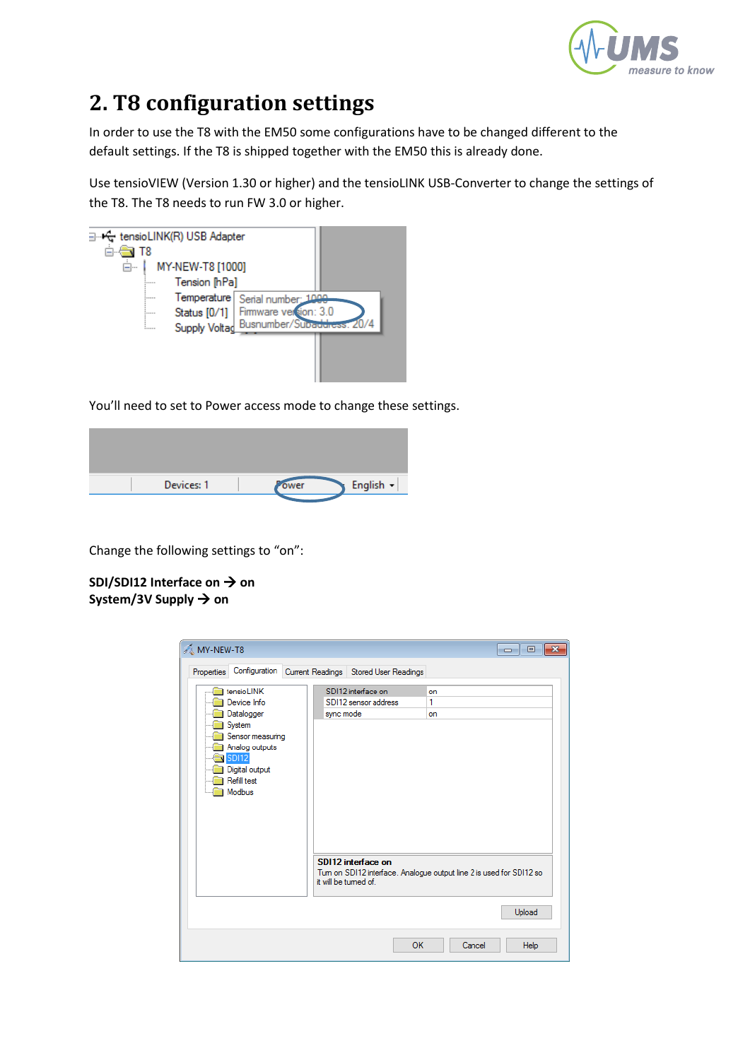## 2. T8 configuration settings

In order to use the T8 with the EM50 some configurations have to be changed different to the default settings. If the T8 is shipped together with the EM50 this is already done.

Use tensioVIEW (Version 1.30 or higher) and the tensioLINK USB-Converter to change the settings of the T8. The T8 needs to run FW 3.0 or higher.

You'll need to set to Power access mode to change these settings.

Change the following settings to "on":

**SDI/SDI12 Interface on → on**
**System/3V Supply → on**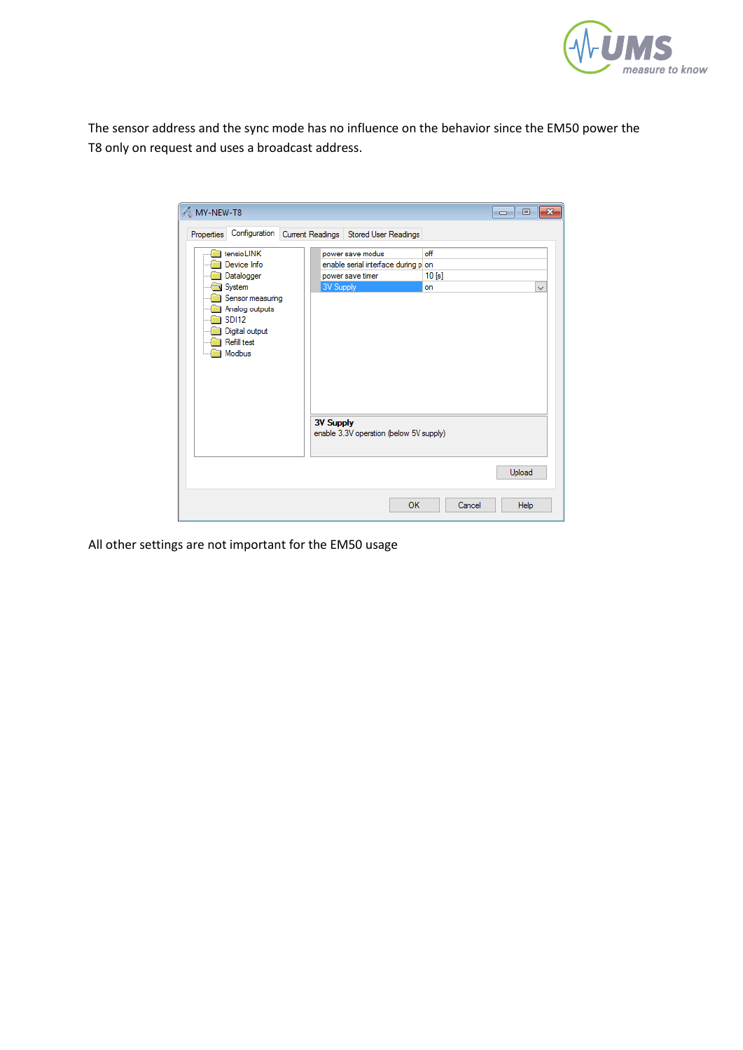The sensor address and the sync mode has no influence on the behavior since the EM50 power the T8 only on request and uses a broadcast address.

All other settings are not important for the EM50 usage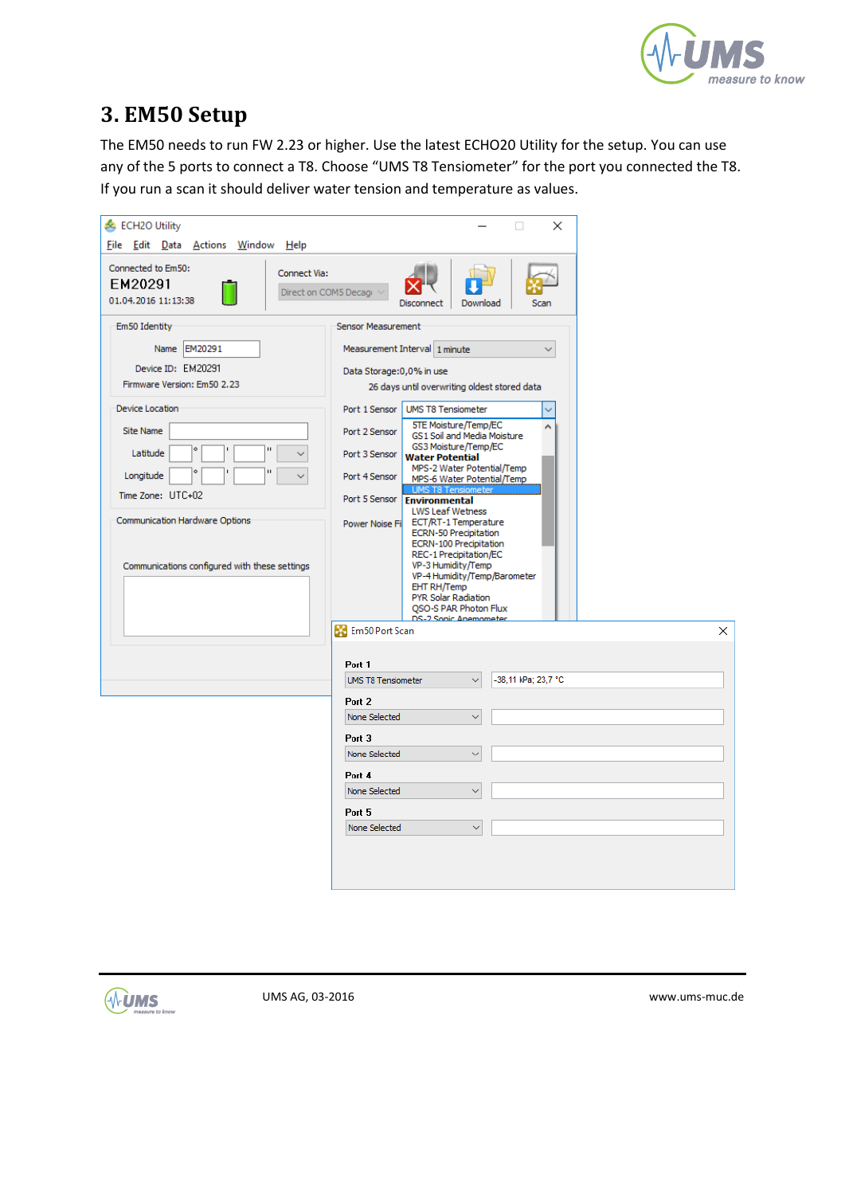# 3. EM50 Setup

The EM50 needs to run FW 2.23 or higher. Use the latest ECHO20 Utility for the setup. You can use any of the 5 ports to connect a T8. Choose “UMS T8 Tensiometer” for the port you connected the T8. If you run a scan it should deliver water tension and temperature as values.